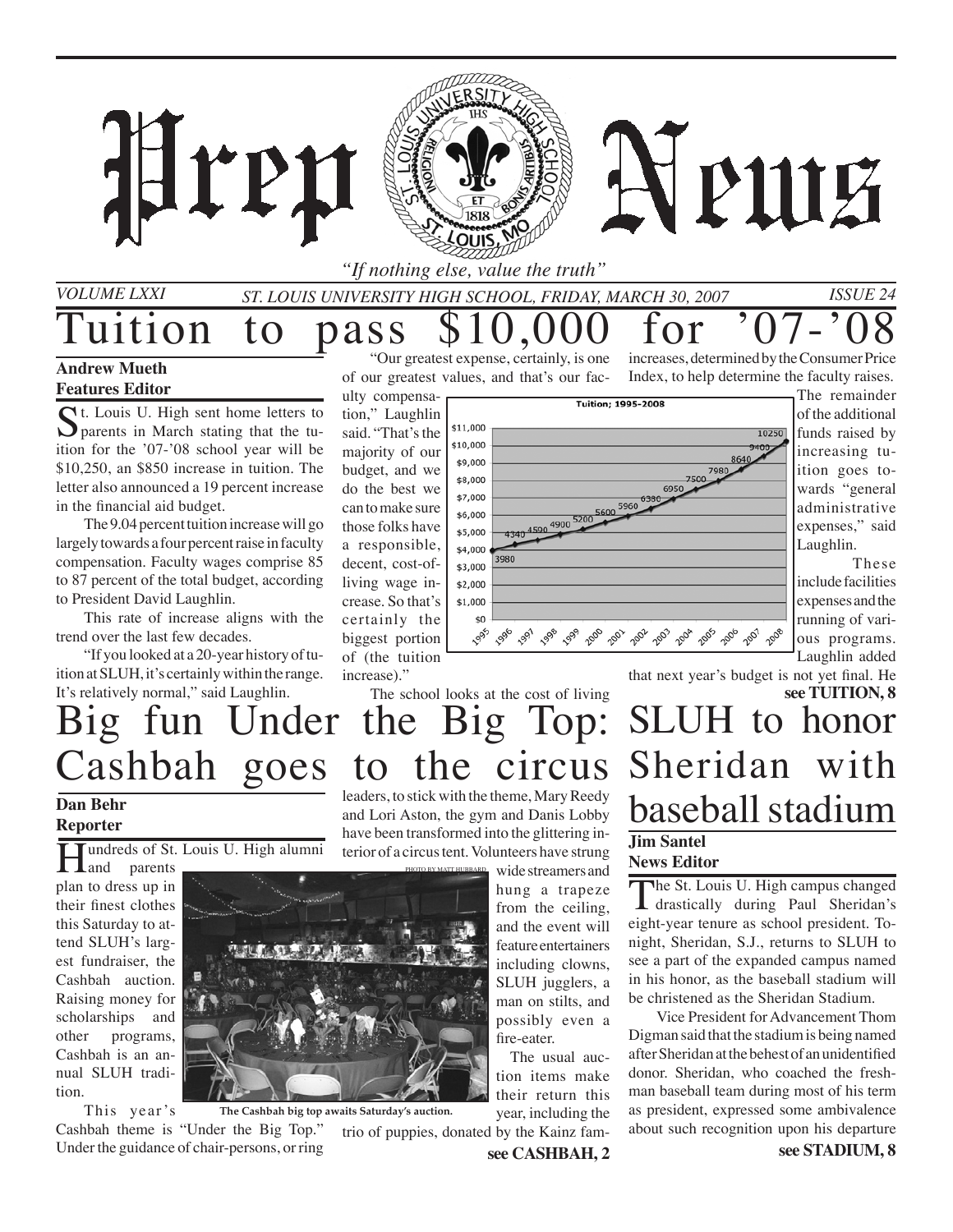# Prep News

*"If nothing else, value the truth"*

*VOLUME LXXI* — *ST. LOUIS UNIVERSITY HIGH SCHOOL, FRIDAY, MARCH 30, 2007* — *ISSUE 24*

# Tuition to pass $10,000 for '07-'08

**Andrew Mueth**
**Features Editor**

St. Louis U. High sent home letters to parents in March stating that the tuition for the '07-'08 school year will be $10,250, an $850 increase in tuition. The letter also announced a 19 percent increase in the financial aid budget.

The 9.04 percent tuition increase will go largely towards a four percent raise in faculty compensation. Faculty wages comprise 85 to 87 percent of the total budget, according to President David Laughlin.

This rate of increase aligns with the trend over the last few decades.

"If you looked at a 20-year history of tuition at SLUH, it's certainly within the range. It's relatively normal," said Laughlin.

"Our greatest expense, certainly, is one of our greatest values, and that's our faculty compensation," Laughlin said. "That's the majority of our budget, and we do the best we can to make sure those folks have a responsible, decent, cost-of-living wage increase. So that's certainly the biggest portion of (the tuition increase)."

**Tuition; 1995-2008**

| Year | Tuition |
|---|---|
| 1995 | 3980 |
| 1996 | 4340 |
| 1997 | 4590 |
| 1998 | 4900 |
| 1999 | 5200 |
| 2000 | 5600 |
| 2001 | 5960 |
| 2002 | 6380 |
| 2003 | 6950 |
| 2004 | 7500 |
| 2005 | 7980 |
| 2006 | 8640 |
| 2007 | 9400 |
| 2008 | 10250 |

The school looks at the cost of living increases, determined by the Consumer Price Index, to help determine the faculty raises.

The remainder of the additional funds raised by increasing tuition goes towards "general administrative expenses," said Laughlin.

These include facilities expenses and the running of various programs. Laughlin added that next year's budget is not yet final. He

**see TUITION, 8**

# Big fun Under the Big Top: Cashbah goes to the circus

**Dan Behr**
**Reporter**

Hundreds of St. Louis U. High alumni and parents plan to dress up in their finest clothes this Saturday to attend SLUH's largest fundraiser, the Cashbah auction. Raising money for scholarships and other programs, Cashbah is an annual SLUH tradition.

This year's Cashbah theme is "Under the Big Top." Under the guidance of chair-persons, or ring leaders, to stick with the theme, Mary Reedy and Lori Aston, the gym and Danis Lobby have been transformed into the glittering interior of a circus tent. Volunteers have strung wide streamers and hung a trapeze from the ceiling, and the event will feature entertainers including clowns, SLUH jugglers, a man on stilts, and possibly even a fire-eater.

PHOTO BY MATT HUBBARD

**The Cashbah big top awaits Saturday's auction.**

The usual auction items make their return this year, including the trio of puppies, donated by the Kainz fam-

**see CASHBAH, 2**

# SLUH to honor Sheridan with baseball stadium

**Jim Santel**
**News Editor**

The St. Louis U. High campus changed drastically during Paul Sheridan's eight-year tenure as school president. Tonight, Sheridan, S.J., returns to SLUH to see a part of the expanded campus named in his honor, as the baseball stadium will be christened as the Sheridan Stadium.

Vice President for Advancement Thom Digman said that the stadium is being named after Sheridan at the behest of an unidentified donor. Sheridan, who coached the freshman baseball team during most of his term as president, expressed some ambivalence about such recognition upon his departure

**see STADIUM, 8**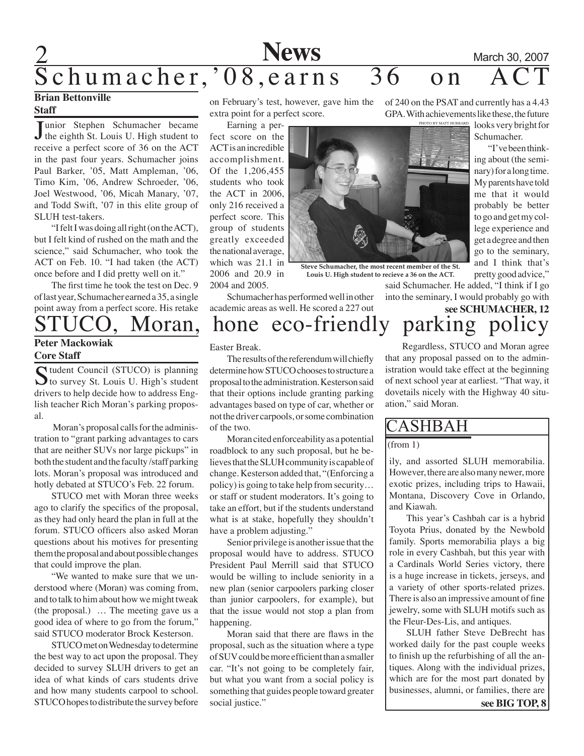# Schumacher, '08, earns 36 on ACT

**Brian Bettonville**
**Staff**

Junior Stephen Schumacher became the eighth St. Louis U. High student to receive a perfect score of 36 on the ACT in the past four years. Schumacher joins Paul Barker, '05, Matt Ampleman, '06, Timo Kim, '06, Andrew Schroeder, '06, Joel Westwood, '06, Micah Manary, '07, and Todd Swift, '07 in this elite group of SLUH test-takers.

"I felt I was doing all right (on the ACT), but I felt kind of rushed on the math and the science," said Schumacher, who took the ACT on Feb. 10. "I had taken (the ACT) once before and I did pretty well on it."

The first time he took the test on Dec. 9 of last year, Schumacher earned a 35, a single point away from a perfect score. His retake on February's test, however, gave him the extra point for a perfect score.

Earning a perfect score on the ACT is an incredible accomplishment. Of the 1,206,455 students who took the ACT in 2006, only 216 received a perfect score. This group of students greatly exceeded the national average, which was 21.1 in 2006 and 20.9 in 2004 and 2005.

PHOTO BY MATT HUBBARD

**Steve Schumacher, the most recent member of the St. Louis U. High student to recieve a 36 on the ACT.**

Schumacher has performed well in other academic areas as well. He scored a 227 out of 240 on the PSAT and currently has a 4.43 GPA. With achievements like these, the future looks very bright for Schumacher.

"I've been thinking about (the seminary) for a long time. My parents have told me that it would probably be better to go and get my college experience and get a degree and then go to the seminary, and I think that's pretty good advice," said Schumacher. He added, "I think if I go into the seminary, I would probably go with

**see SCHUMACHER, 12**

# STUCO, Moran, hone eco-friendly parking policy

**Peter Mackowiak**
**Core Staff**

Student Council (STUCO) is planning to survey St. Louis U. High's student drivers to help decide how to address English teacher Rich Moran's parking proposal.

Moran's proposal calls for the administration to "grant parking advantages to cars that are neither SUVs nor large pickups" in both the student and the faculty/staff parking lots. Moran's proposal was introduced and hotly debated at STUCO's Feb. 22 forum.

STUCO met with Moran three weeks ago to clarify the specifics of the proposal, as they had only heard the plan in full at the forum. STUCO officers also asked Moran questions about his motives for presenting them the proposal and about possible changes that could improve the plan.

"We wanted to make sure that we understood where (Moran) was coming from, and to talk to him about how we might tweak (the proposal.) … The meeting gave us a good idea of where to go from the forum," said STUCO moderator Brock Kesterson.

STUCO met on Wednesday to determine the best way to act upon the proposal. They decided to survey SLUH drivers to get an idea of what kinds of cars students drive and how many students carpool to school. STUCO hopes to distribute the survey before Easter Break.

The results of the referendum will chiefly determine how STUCO chooses to structure a proposal to the administration. Kesterson said that their options include granting parking advantages based on type of car, whether or not the driver carpools, or some combination of the two.

Moran cited enforceability as a potential roadblock to any such proposal, but he believes that the SLUH community is capable of change. Kesterson added that, "(Enforcing a policy) is going to take help from security… or staff or student moderators. It's going to take an effort, but if the students understand what is at stake, hopefully they shouldn't have a problem adjusting."

Senior privilege is another issue that the proposal would have to address. STUCO President Paul Merrill said that STUCO would be willing to include seniority in a new plan (senior carpoolers parking closer than junior carpoolers, for example), but that the issue would not stop a plan from happening.

Moran said that there are flaws in the proposal, such as the situation where a type of SUV could be more efficient than a smaller car. "It's not going to be completely fair, but what you want from a social policy is something that guides people toward greater social justice."

Regardless, STUCO and Moran agree that any proposal passed on to the administration would take effect at the beginning of next school year at earliest. "That way, it dovetails nicely with the Highway 40 situation," said Moran.

## CASHBAH

(from 1)

ily, and assorted SLUH memorabilia. However, there are also many newer, more exotic prizes, including trips to Hawaii, Montana, Discovery Cove in Orlando, and Kiawah.

This year's Cashbah car is a hybrid Toyota Prius, donated by the Newbold family. Sports memorabilia plays a big role in every Cashbah, but this year with a Cardinals World Series victory, there is a huge increase in tickets, jerseys, and a variety of other sports-related prizes. There is also an impressive amount of fine jewelry, some with SLUH motifs such as the Fleur-Des-Lis, and antiques.

SLUH father Steve DeBrecht has worked daily for the past couple weeks to finish up the refurbishing of all the antiques. Along with the individual prizes, which are for the most part donated by businesses, alumni, or families, there are

**see BIG TOP, 8**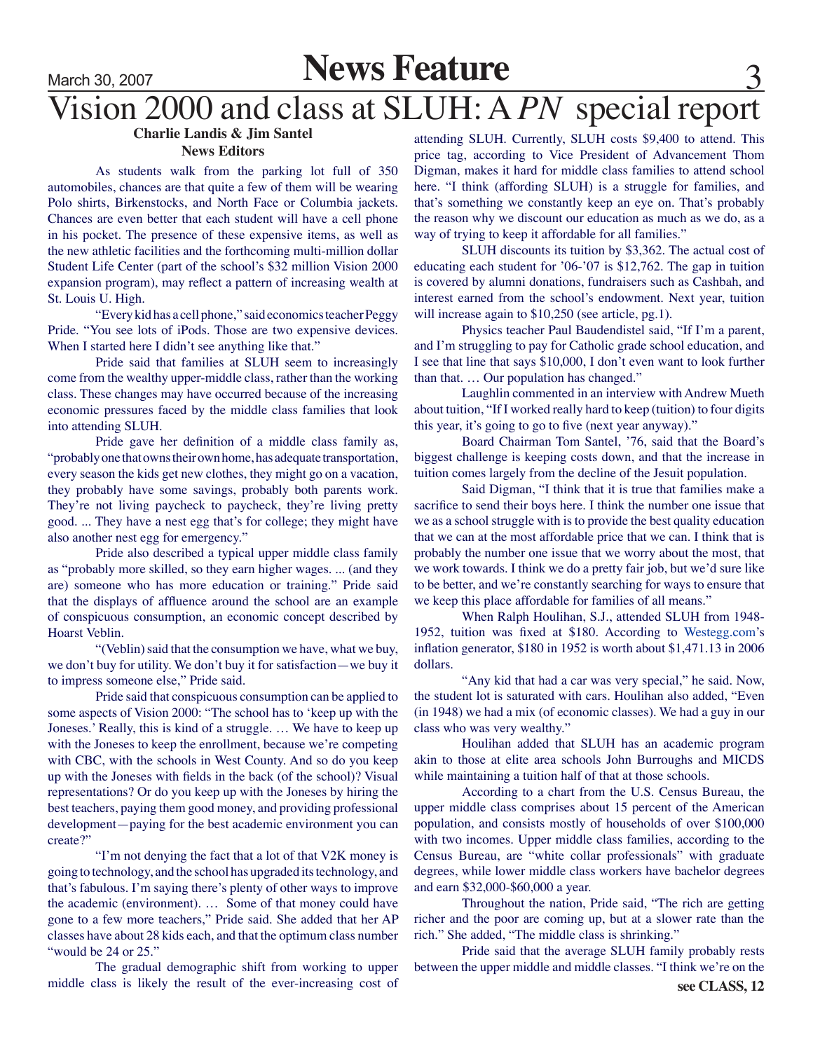# Vision 2000 and class at SLUH: A *PN* special report

**Charlie Landis & Jim Santel**
**News Editors**

As students walk from the parking lot full of 350 automobiles, chances are that quite a few of them will be wearing Polo shirts, Birkenstocks, and North Face or Columbia jackets. Chances are even better that each student will have a cell phone in his pocket. The presence of these expensive items, as well as the new athletic facilities and the forthcoming multi-million dollar Student Life Center (part of the school's $32 million Vision 2000 expansion program), may reflect a pattern of increasing wealth at St. Louis U. High.

"Every kid has a cell phone," said economics teacher Peggy Pride. "You see lots of iPods. Those are two expensive devices. When I started here I didn't see anything like that."

Pride said that families at SLUH seem to increasingly come from the wealthy upper-middle class, rather than the working class. These changes may have occurred because of the increasing economic pressures faced by the middle class families that look into attending SLUH.

Pride gave her definition of a middle class family as, "probably one that owns their own home, has adequate transportation, every season the kids get new clothes, they might go on a vacation, they probably have some savings, probably both parents work. They're not living paycheck to paycheck, they're living pretty good. ... They have a nest egg that's for college; they might have also another nest egg for emergency."

Pride also described a typical upper middle class family as "probably more skilled, so they earn higher wages. ... (and they are) someone who has more education or training." Pride said that the displays of affluence around the school are an example of conspicuous consumption, an economic concept described by Hoarst Veblin.

"(Veblin) said that the consumption we have, what we buy, we don't buy for utility. We don't buy it for satisfaction—we buy it to impress someone else," Pride said.

Pride said that conspicuous consumption can be applied to some aspects of Vision 2000: "The school has to 'keep up with the Joneses.' Really, this is kind of a struggle. … We have to keep up with the Joneses to keep the enrollment, because we're competing with CBC, with the schools in West County. And so do you keep up with the Joneses with fields in the back (of the school)? Visual representations? Or do you keep up with the Joneses by hiring the best teachers, paying them good money, and providing professional development—paying for the best academic environment you can create?"

"I'm not denying the fact that a lot of that V2K money is going to technology, and the school has upgraded its technology, and that's fabulous. I'm saying there's plenty of other ways to improve the academic (environment). … Some of that money could have gone to a few more teachers," Pride said. She added that her AP classes have about 28 kids each, and that the optimum class number "would be 24 or 25."

The gradual demographic shift from working to upper middle class is likely the result of the ever-increasing cost of attending SLUH. Currently, SLUH costs $9,400 to attend. This price tag, according to Vice President of Advancement Thom Digman, makes it hard for middle class families to attend school here. "I think (affording SLUH) is a struggle for families, and that's something we constantly keep an eye on. That's probably the reason why we discount our education as much as we do, as a way of trying to keep it affordable for all families."

SLUH discounts its tuition by $3,362. The actual cost of educating each student for '06-'07 is $12,762. The gap in tuition is covered by alumni donations, fundraisers such as Cashbah, and interest earned from the school's endowment. Next year, tuition will increase again to $10,250 (see article, pg.1).

Physics teacher Paul Baudendistel said, "If I'm a parent, and I'm struggling to pay for Catholic grade school education, and I see that line that says $10,000, I don't even want to look further than that. … Our population has changed."

Laughlin commented in an interview with Andrew Mueth about tuition, "If I worked really hard to keep (tuition) to four digits this year, it's going to go to five (next year anyway)."

Board Chairman Tom Santel, '76, said that the Board's biggest challenge is keeping costs down, and that the increase in tuition comes largely from the decline of the Jesuit population.

Said Digman, "I think that it is true that families make a sacrifice to send their boys here. I think the number one issue that we as a school struggle with is to provide the best quality education that we can at the most affordable price that we can. I think that is probably the number one issue that we worry about the most, that we work towards. I think we do a pretty fair job, but we'd sure like to be better, and we're constantly searching for ways to ensure that we keep this place affordable for families of all means."

When Ralph Houlihan, S.J., attended SLUH from 1948-1952, tuition was fixed at $180. According to Westegg.com's inflation generator, $180 in 1952 is worth about $1,471.13 in 2006 dollars.

"Any kid that had a car was very special," he said. Now, the student lot is saturated with cars. Houlihan also added, "Even (in 1948) we had a mix (of economic classes). We had a guy in our class who was very wealthy."

Houlihan added that SLUH has an academic program akin to those at elite area schools John Burroughs and MICDS while maintaining a tuition half of that at those schools.

According to a chart from the U.S. Census Bureau, the upper middle class comprises about 15 percent of the American population, and consists mostly of households of over $100,000 with two incomes. Upper middle class families, according to the Census Bureau, are "white collar professionals" with graduate degrees, while lower middle class workers have bachelor degrees and earn $32,000-$60,000 a year.

Throughout the nation, Pride said, "The rich are getting richer and the poor are coming up, but at a slower rate than the rich." She added, "The middle class is shrinking."

Pride said that the average SLUH family probably rests between the upper middle and middle classes. "I think we're on the

**see CLASS, 12**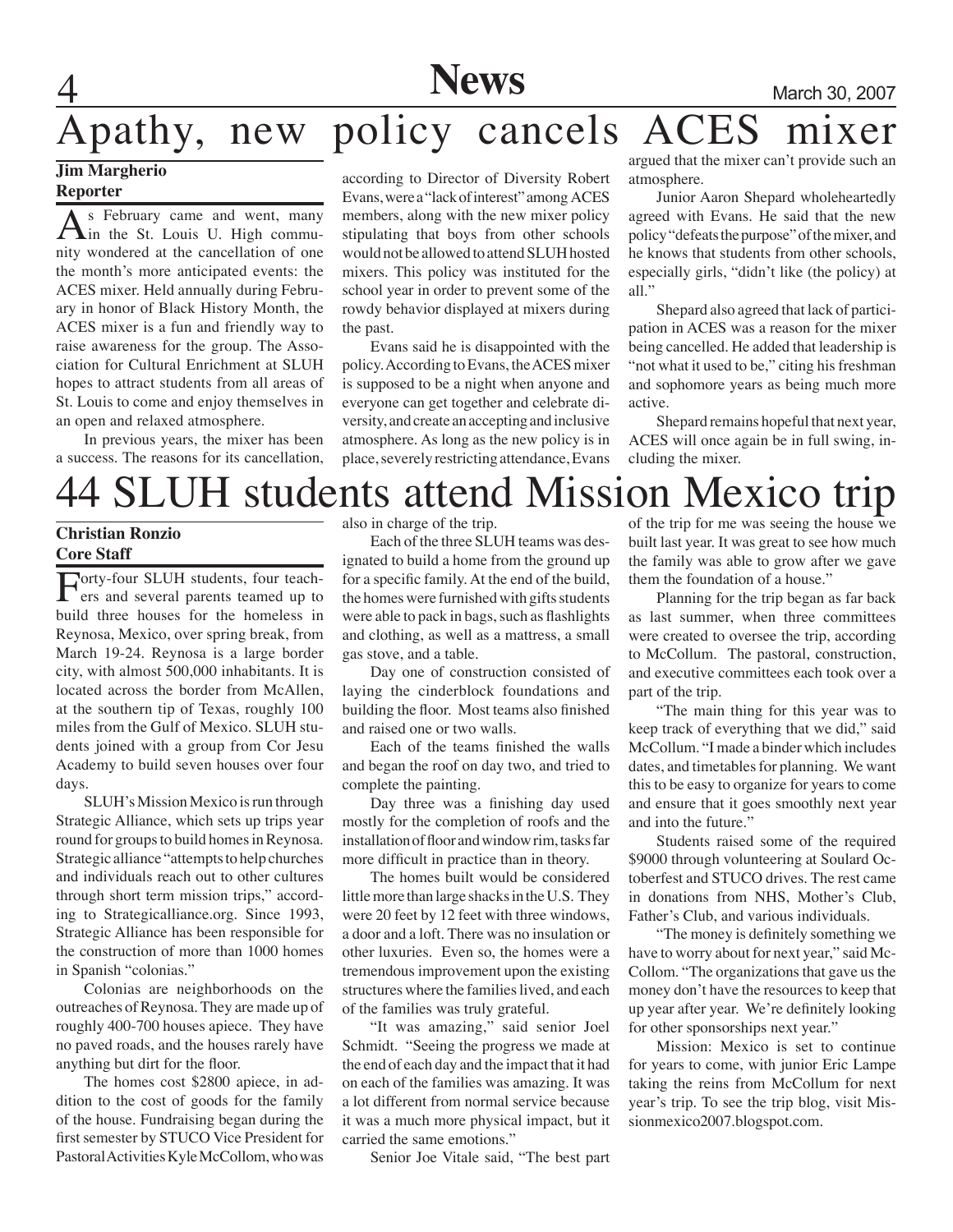# Apathy, new policy cancels ACES mixer

**Jim Margherio**
**Reporter**

As February came and went, many in the St. Louis U. High community wondered at the cancellation of one the month's more anticipated events: the ACES mixer. Held annually during February in honor of Black History Month, the ACES mixer is a fun and friendly way to raise awareness for the group. The Association for Cultural Enrichment at SLUH hopes to attract students from all areas of St. Louis to come and enjoy themselves in an open and relaxed atmosphere.

In previous years, the mixer has been a success. The reasons for its cancellation, according to Director of Diversity Robert Evans, were a "lack of interest" among ACES members, along with the new mixer policy stipulating that boys from other schools would not be allowed to attend SLUH hosted mixers. This policy was instituted for the school year in order to prevent some of the rowdy behavior displayed at mixers during the past.

Evans said he is disappointed with the policy. According to Evans, the ACES mixer is supposed to be a night when anyone and everyone can get together and celebrate diversity, and create an accepting and inclusive atmosphere. As long as the new policy is in place, severely restricting attendance, Evans argued that the mixer can't provide such an atmosphere.

Junior Aaron Shepard wholeheartedly agreed with Evans. He said that the new policy "defeats the purpose" of the mixer, and he knows that students from other schools, especially girls, "didn't like (the policy) at all."

Shepard also agreed that lack of participation in ACES was a reason for the mixer being cancelled. He added that leadership is "not what it used to be," citing his freshman and sophomore years as being much more active.

Shepard remains hopeful that next year, ACES will once again be in full swing, including the mixer.

# 44 SLUH students attend Mission Mexico trip

**Christian Ronzio**
**Core Staff**

Forty-four SLUH students, four teachers and several parents teamed up to build three houses for the homeless in Reynosa, Mexico, over spring break, from March 19-24. Reynosa is a large border city, with almost 500,000 inhabitants. It is located across the border from McAllen, at the southern tip of Texas, roughly 100 miles from the Gulf of Mexico. SLUH students joined with a group from Cor Jesu Academy to build seven houses over four days.

SLUH's Mission Mexico is run through Strategic Alliance, which sets up trips year round for groups to build homes in Reynosa. Strategic alliance "attempts to help churches and individuals reach out to other cultures through short term mission trips," according to Strategicalliance.org. Since 1993, Strategic Alliance has been responsible for the construction of more than 1000 homes in Spanish "colonias."

Colonias are neighborhoods on the outreaches of Reynosa. They are made up of roughly 400-700 houses apiece. They have no paved roads, and the houses rarely have anything but dirt for the floor.

The homes cost $2800 apiece, in addition to the cost of goods for the family of the house. Fundraising began during the first semester by STUCO Vice President for Pastoral Activities Kyle McCollom, who was also in charge of the trip.

Each of the three SLUH teams was designated to build a home from the ground up for a specific family. At the end of the build, the homes were furnished with gifts students were able to pack in bags, such as flashlights and clothing, as well as a mattress, a small gas stove, and a table.

Day one of construction consisted of laying the cinderblock foundations and building the floor. Most teams also finished and raised one or two walls.

Each of the teams finished the walls and began the roof on day two, and tried to complete the painting.

Day three was a finishing day used mostly for the completion of roofs and the installation of floor and window rim, tasks far more difficult in practice than in theory.

The homes built would be considered little more than large shacks in the U.S. They were 20 feet by 12 feet with three windows, a door and a loft. There was no insulation or other luxuries. Even so, the homes were a tremendous improvement upon the existing structures where the families lived, and each of the families was truly grateful.

"It was amazing," said senior Joel Schmidt. "Seeing the progress we made at the end of each day and the impact that it had on each of the families was amazing. It was a lot different from normal service because it was a much more physical impact, but it carried the same emotions."

Senior Joe Vitale said, "The best part of the trip for me was seeing the house we built last year. It was great to see how much the family was able to grow after we gave them the foundation of a house."

Planning for the trip began as far back as last summer, when three committees were created to oversee the trip, according to McCollum. The pastoral, construction, and executive committees each took over a part of the trip.

"The main thing for this year was to keep track of everything that we did," said McCollum. "I made a binder which includes dates, and timetables for planning. We want this to be easy to organize for years to come and ensure that it goes smoothly next year and into the future."

Students raised some of the required $9000 through volunteering at Soulard Octoberfest and STUCO drives. The rest came in donations from NHS, Mother's Club, Father's Club, and various individuals.

"The money is definitely something we have to worry about for next year," said McCollom. "The organizations that gave us the money don't have the resources to keep that up year after year. We're definitely looking for other sponsorships next year."

Mission: Mexico is set to continue for years to come, with junior Eric Lampe taking the reins from McCollum for next year's trip. To see the trip blog, visit Missionmexico2007.blogspot.com.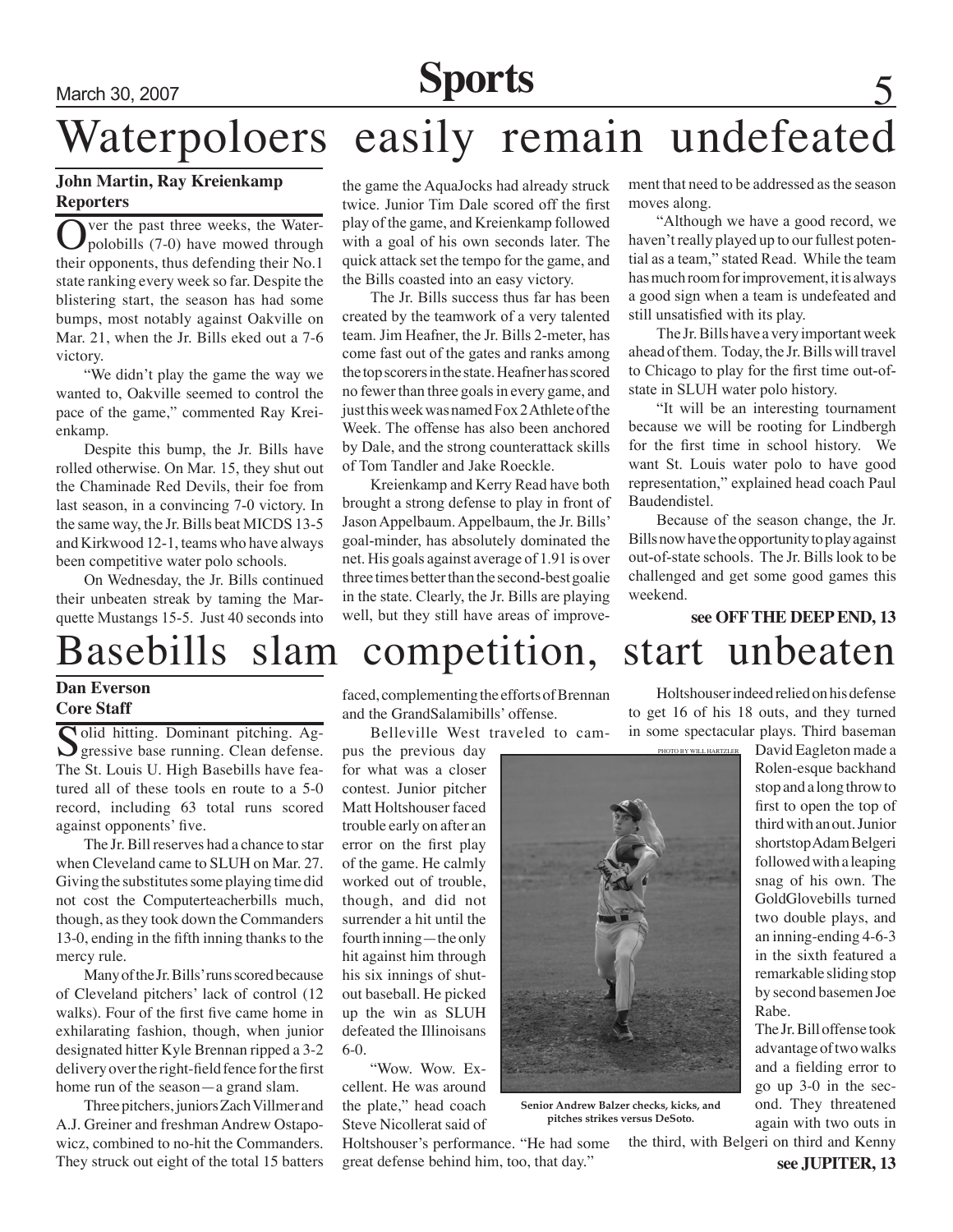# Waterpoloers easily remain undefeated

**John Martin, Ray Kreienkamp**
**Reporters**

Over the past three weeks, the Waterpolobills (7-0) have mowed through their opponents, thus defending their No.1 state ranking every week so far. Despite the blistering start, the season has had some bumps, most notably against Oakville on Mar. 21, when the Jr. Bills eked out a 7-6 victory.

"We didn't play the game the way we wanted to, Oakville seemed to control the pace of the game," commented Ray Kreienkamp.

Despite this bump, the Jr. Bills have rolled otherwise. On Mar. 15, they shut out the Chaminade Red Devils, their foe from last season, in a convincing 7-0 victory. In the same way, the Jr. Bills beat MICDS 13-5 and Kirkwood 12-1, teams who have always been competitive water polo schools.

On Wednesday, the Jr. Bills continued their unbeaten streak by taming the Marquette Mustangs 15-5. Just 40 seconds into the game the AquaJocks had already struck twice. Junior Tim Dale scored off the first play of the game, and Kreienkamp followed with a goal of his own seconds later. The quick attack set the tempo for the game, and the Bills coasted into an easy victory.

The Jr. Bills success thus far has been created by the teamwork of a very talented team. Jim Heafner, the Jr. Bills 2-meter, has come fast out of the gates and ranks among the top scorers in the state. Heafner has scored no fewer than three goals in every game, and just this week was named Fox 2 Athlete of the Week. The offense has also been anchored by Dale, and the strong counterattack skills of Tom Tandler and Jake Roeckle.

Kreienkamp and Kerry Read have both brought a strong defense to play in front of Jason Appelbaum. Appelbaum, the Jr. Bills' goal-minder, has absolutely dominated the net. His goals against average of 1.91 is over three times better than the second-best goalie in the state. Clearly, the Jr. Bills are playing well, but they still have areas of improvement that need to be addressed as the season moves along.

"Although we have a good record, we haven't really played up to our fullest potential as a team," stated Read. While the team has much room for improvement, it is always a good sign when a team is undefeated and still unsatisfied with its play.

The Jr. Bills have a very important week ahead of them. Today, the Jr. Bills will travel to Chicago to play for the first time out-of-state in SLUH water polo history.

"It will be an interesting tournament because we will be rooting for Lindbergh for the first time in school history. We want St. Louis water polo to have good representation," explained head coach Paul Baudendistel.

Because of the season change, the Jr. Bills now have the opportunity to play against out-of-state schools. The Jr. Bills look to be challenged and get some good games this weekend.

**see OFF THE DEEP END, 13**

# Basebills slam competition, start unbeaten

**Dan Everson**
**Core Staff**

Solid hitting. Dominant pitching. Aggressive base running. Clean defense. The St. Louis U. High Basebills have featured all of these tools en route to a 5-0 record, including 63 total runs scored against opponents' five.

The Jr. Bill reserves had a chance to star when Cleveland came to SLUH on Mar. 27. Giving the substitutes some playing time did not cost the Computerteacherbills much, though, as they took down the Commanders 13-0, ending in the fifth inning thanks to the mercy rule.

Many of the Jr. Bills' runs scored because of Cleveland pitchers' lack of control (12 walks). Four of the first five came home in exhilarating fashion, though, when junior designated hitter Kyle Brennan ripped a 3-2 delivery over the right-field fence for the first home run of the season—a grand slam.

Three pitchers, juniors Zach Villmer and A.J. Greiner and freshman Andrew Ostapowicz, combined to no-hit the Commanders. They struck out eight of the total 15 batters faced, complementing the efforts of Brennan and the GrandSalamibills' offense.

Belleville West traveled to campus the previous day for what was a closer contest. Junior pitcher Matt Holtshouser faced trouble early on after an error on the first play of the game. He calmly worked out of trouble, though, and did not surrender a hit until the fourth inning—the only hit against him through his six innings of shutout baseball. He picked up the win as SLUH defeated the Illinoisans 6-0.

"Wow. Wow. Excellent. He was around the plate," head coach Steve Nicollerat said of Holtshouser's performance. "He had some great defense behind him, too, that day."

PHOTO BY WILL HARTZLER

Senior Andrew Balzer checks, kicks, and pitches strikes versus DeSoto.

Holtshouser indeed relied on his defense to get 16 of his 18 outs, and they turned in some spectacular plays. Third baseman David Eagleton made a Rolen-esque backhand stop and a long throw to first to open the top of third with an out. Junior shortstop Adam Belgeri followed with a leaping snag of his own. The GoldGlovebills turned two double plays, and an inning-ending 4-6-3 in the sixth featured a remarkable sliding stop by second basemen Joe Rabe.

The Jr. Bill offense took advantage of two walks and a fielding error to go up 3-0 in the second. They threatened again with two outs in the third, with Belgeri on third and Kenny

**see JUPITER, 13**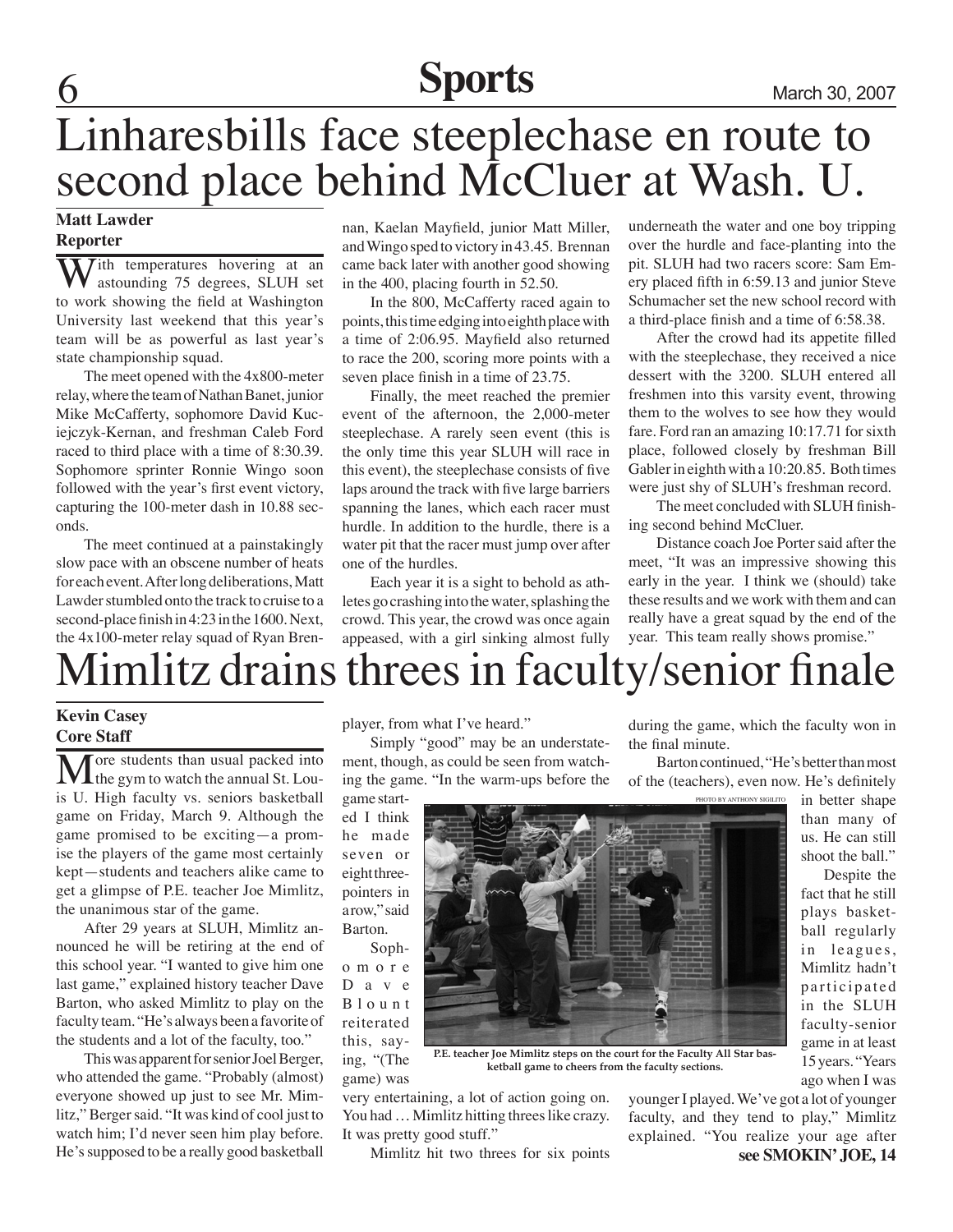# Linharesbills face steeplechase en route to second place behind McCluer at Wash. U.

**Matt Lawder**
**Reporter**

With temperatures hovering at an astounding 75 degrees, SLUH set to work showing the field at Washington University last weekend that this year's team will be as powerful as last year's state championship squad.

The meet opened with the 4x800-meter relay, where the team of Nathan Banet, junior Mike McCafferty, sophomore David Kuciejczyk-Kernan, and freshman Caleb Ford raced to third place with a time of 8:30.39. Sophomore sprinter Ronnie Wingo soon followed with the year's first event victory, capturing the 100-meter dash in 10.88 seconds.

The meet continued at a painstakingly slow pace with an obscene number of heats for each event. After long deliberations, Matt Lawder stumbled onto the track to cruise to a second-place finish in 4:23 in the 1600. Next, the 4x100-meter relay squad of Ryan Brennan, Kaelan Mayfield, junior Matt Miller, and Wingo sped to victory in 43.45. Brennan came back later with another good showing in the 400, placing fourth in 52.50.

In the 800, McCafferty raced again to points, this time edging into eighth place with a time of 2:06.95. Mayfield also returned to race the 200, scoring more points with a seven place finish in a time of 23.75.

Finally, the meet reached the premier event of the afternoon, the 2,000-meter steeplechase. A rarely seen event (this is the only time this year SLUH will race in this event), the steeplechase consists of five laps around the track with five large barriers spanning the lanes, which each racer must hurdle. In addition to the hurdle, there is a water pit that the racer must jump over after one of the hurdles.

Each year it is a sight to behold as athletes go crashing into the water, splashing the crowd. This year, the crowd was once again appeased, with a girl sinking almost fully underneath the water and one boy tripping over the hurdle and face-planting into the pit. SLUH had two racers score: Sam Emery placed fifth in 6:59.13 and junior Steve Schumacher set the new school record with a third-place finish and a time of 6:58.38.

After the crowd had its appetite filled with the steeplechase, they received a nice dessert with the 3200. SLUH entered all freshmen into this varsity event, throwing them to the wolves to see how they would fare. Ford ran an amazing 10:17.71 for sixth place, followed closely by freshman Bill Gabler in eighth with a 10:20.85. Both times were just shy of SLUH's freshman record.

The meet concluded with SLUH finishing second behind McCluer.

Distance coach Joe Porter said after the meet, "It was an impressive showing this early in the year. I think we (should) take these results and we work with them and can really have a great squad by the end of the year. This team really shows promise."

# Mimlitz drains threes in faculty/senior finale

**Kevin Casey**
**Core Staff**

More students than usual packed into the gym to watch the annual St. Louis U. High faculty vs. seniors basketball game on Friday, March 9. Although the game promised to be exciting—a promise the players of the game most certainly kept—students and teachers alike came to get a glimpse of P.E. teacher Joe Mimlitz, the unanimous star of the game.

After 29 years at SLUH, Mimlitz announced he will be retiring at the end of this school year. "I wanted to give him one last game," explained history teacher Dave Barton, who asked Mimlitz to play on the faculty team. "He's always been a favorite of the students and a lot of the faculty, too."

This was apparent for senior Joel Berger, who attended the game. "Probably (almost) everyone showed up just to see Mr. Mimlitz," Berger said. "It was kind of cool just to watch him; I'd never seen him play before. He's supposed to be a really good basketball player, from what I've heard."

Simply "good" may be an understatement, though, as could be seen from watching the game. "In the warm-ups before the game started I think he made seven or eight three-pointers in a row," said Barton.

Sophomore Dave Blount reiterated this, saying, "(The game) was very entertaining, a lot of action going on. You had … Mimlitz hitting threes like crazy. It was pretty good stuff."

Mimlitz hit two threes for six points during the game, which the faculty won in the final minute.

Barton continued, "He's better than most of the (teachers), even now. He's definitely in better shape than many of us. He can still shoot the ball."

PHOTO BY ANTHONY SIGILITO

**P.E. teacher Joe Mimlitz steps on the court for the Faculty All Star basketball game to cheers from the faculty sections.**

Despite the fact that he still plays basketball regularly in leagues, Mimlitz hadn't participated in the SLUH faculty-senior game in at least 15 years. "Years ago when I was younger I played. We've got a lot of younger faculty, and they tend to play," Mimlitz explained. "You realize your age after

**see SMOKIN' JOE, 14**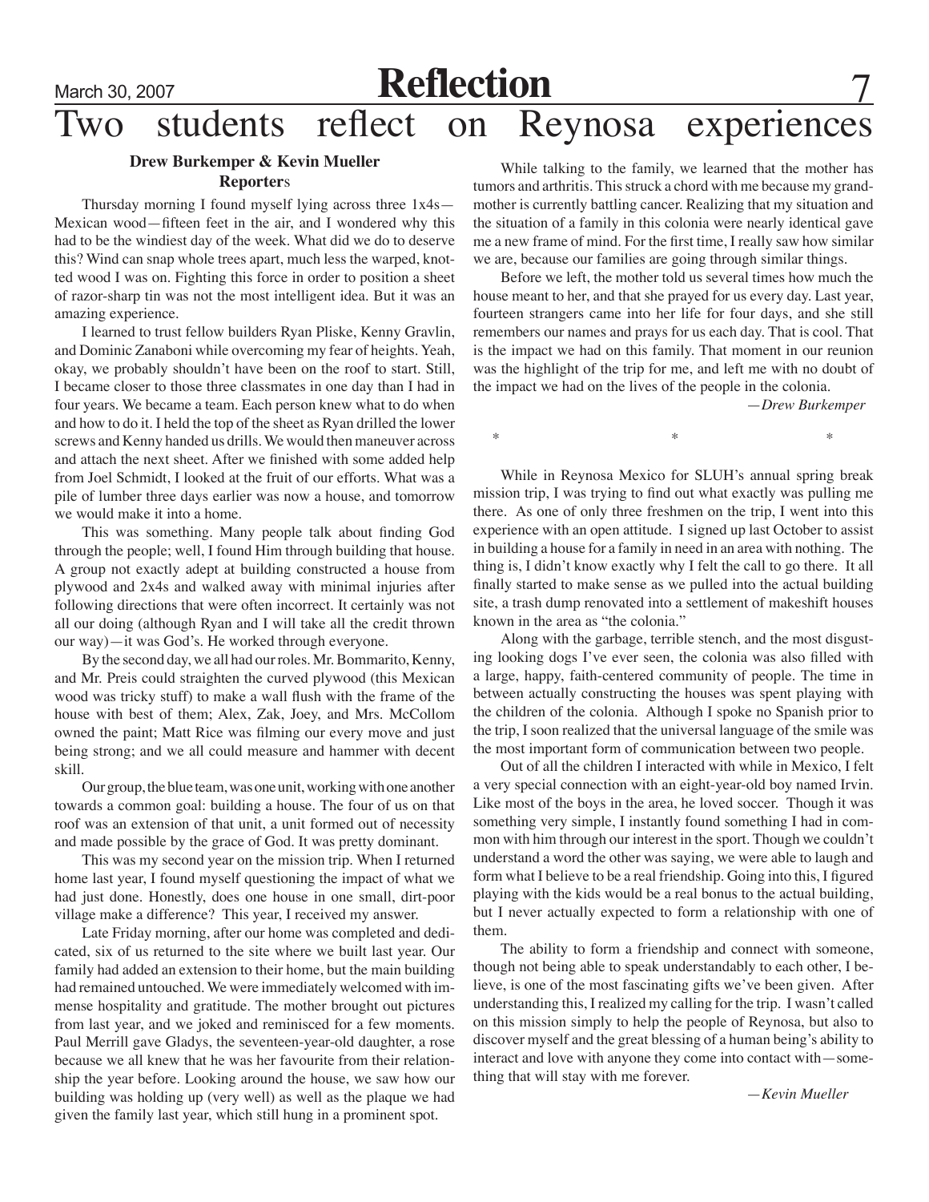# Two students reflect on Reynosa experiences

**Drew Burkemper & Kevin Mueller**
**Reporters**

Thursday morning I found myself lying across three 1x4s—Mexican wood—fifteen feet in the air, and I wondered why this had to be the windiest day of the week. What did we do to deserve this? Wind can snap whole trees apart, much less the warped, knotted wood I was on. Fighting this force in order to position a sheet of razor-sharp tin was not the most intelligent idea. But it was an amazing experience.

I learned to trust fellow builders Ryan Pliske, Kenny Gravlin, and Dominic Zanaboni while overcoming my fear of heights. Yeah, okay, we probably shouldn't have been on the roof to start. Still, I became closer to those three classmates in one day than I had in four years. We became a team. Each person knew what to do when and how to do it. I held the top of the sheet as Ryan drilled the lower screws and Kenny handed us drills. We would then maneuver across and attach the next sheet. After we finished with some added help from Joel Schmidt, I looked at the fruit of our efforts. What was a pile of lumber three days earlier was now a house, and tomorrow we would make it into a home.

This was something. Many people talk about finding God through the people; well, I found Him through building that house. A group not exactly adept at building constructed a house from plywood and 2x4s and walked away with minimal injuries after following directions that were often incorrect. It certainly was not all our doing (although Ryan and I will take all the credit thrown our way)—it was God's. He worked through everyone.

By the second day, we all had our roles. Mr. Bommarito, Kenny, and Mr. Preis could straighten the curved plywood (this Mexican wood was tricky stuff) to make a wall flush with the frame of the house with best of them; Alex, Zak, Joey, and Mrs. McCollom owned the paint; Matt Rice was filming our every move and just being strong; and we all could measure and hammer with decent skill.

Our group, the blue team, was one unit, working with one another towards a common goal: building a house. The four of us on that roof was an extension of that unit, a unit formed out of necessity and made possible by the grace of God. It was pretty dominant.

This was my second year on the mission trip. When I returned home last year, I found myself questioning the impact of what we had just done. Honestly, does one house in one small, dirt-poor village make a difference? This year, I received my answer.

Late Friday morning, after our home was completed and dedicated, six of us returned to the site where we built last year. Our family had added an extension to their home, but the main building had remained untouched. We were immediately welcomed with immense hospitality and gratitude. The mother brought out pictures from last year, and we joked and reminisced for a few moments. Paul Merrill gave Gladys, the seventeen-year-old daughter, a rose because we all knew that he was her favourite from their relationship the year before. Looking around the house, we saw how our building was holding up (very well) as well as the plaque we had given the family last year, which still hung in a prominent spot.

While talking to the family, we learned that the mother has tumors and arthritis. This struck a chord with me because my grandmother is currently battling cancer. Realizing that my situation and the situation of a family in this colonia were nearly identical gave me a new frame of mind. For the first time, I really saw how similar we are, because our families are going through similar things.

Before we left, the mother told us several times how much the house meant to her, and that she prayed for us every day. Last year, fourteen strangers came into her life for four days, and she still remembers our names and prays for us each day. That is cool. That is the impact we had on this family. That moment in our reunion was the highlight of the trip for me, and left me with no doubt of the impact we had on the lives of the people in the colonia.

*—Drew Burkemper*

\*   \*   \*

While in Reynosa Mexico for SLUH's annual spring break mission trip, I was trying to find out what exactly was pulling me there. As one of only three freshmen on the trip, I went into this experience with an open attitude. I signed up last October to assist in building a house for a family in need in an area with nothing. The thing is, I didn't know exactly why I felt the call to go there. It all finally started to make sense as we pulled into the actual building site, a trash dump renovated into a settlement of makeshift houses known in the area as "the colonia."

Along with the garbage, terrible stench, and the most disgusting looking dogs I've ever seen, the colonia was also filled with a large, happy, faith-centered community of people. The time in between actually constructing the houses was spent playing with the children of the colonia. Although I spoke no Spanish prior to the trip, I soon realized that the universal language of the smile was the most important form of communication between two people.

Out of all the children I interacted with while in Mexico, I felt a very special connection with an eight-year-old boy named Irvin. Like most of the boys in the area, he loved soccer. Though it was something very simple, I instantly found something I had in common with him through our interest in the sport. Though we couldn't understand a word the other was saying, we were able to laugh and form what I believe to be a real friendship. Going into this, I figured playing with the kids would be a real bonus to the actual building, but I never actually expected to form a relationship with one of them.

The ability to form a friendship and connect with someone, though not being able to speak understandably to each other, I believe, is one of the most fascinating gifts we've been given. After understanding this, I realized my calling for the trip. I wasn't called on this mission simply to help the people of Reynosa, but also to discover myself and the great blessing of a human being's ability to interact and love with anyone they come into contact with—something that will stay with me forever.

*—Kevin Mueller*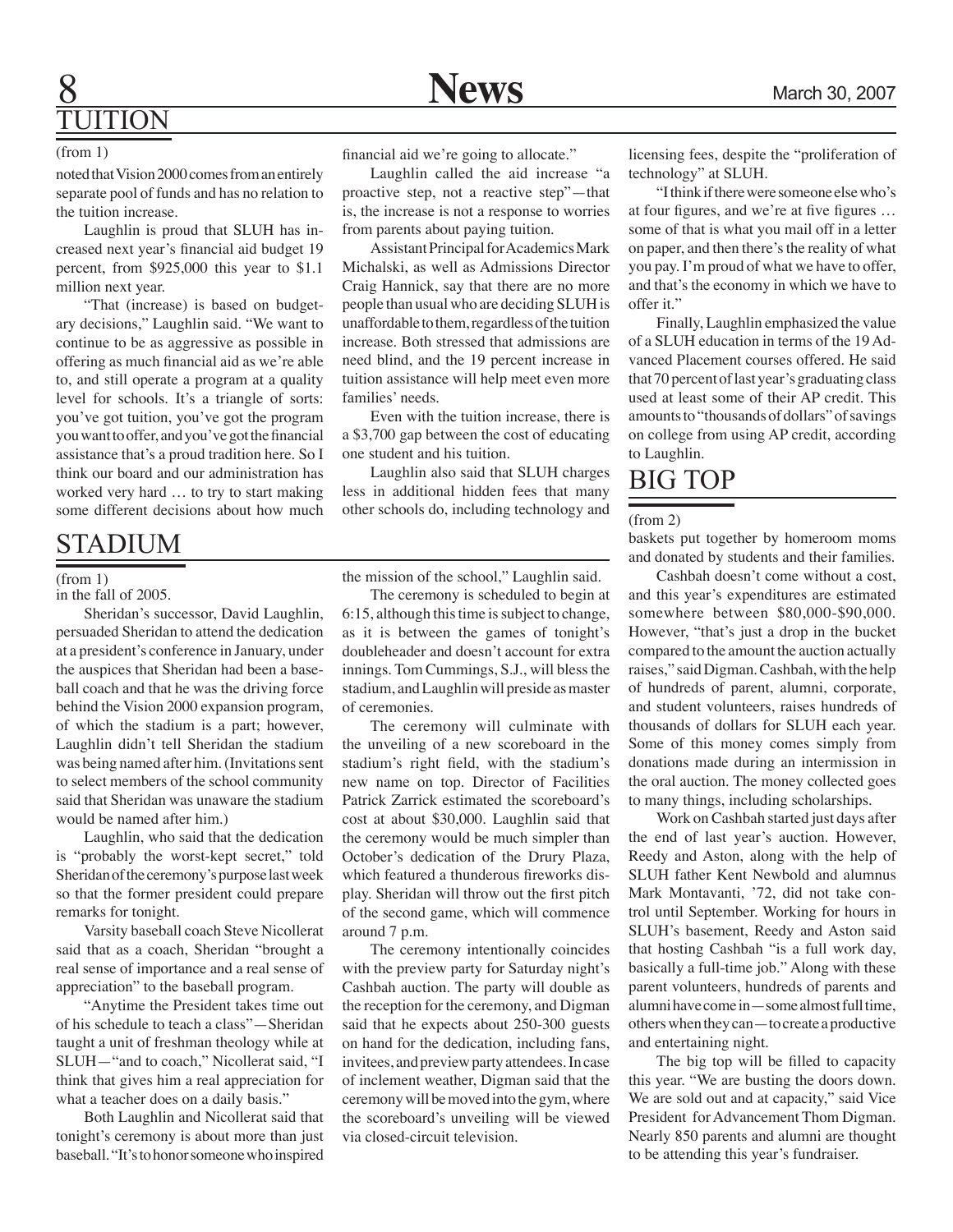## TUITION

(from 1)

noted that Vision 2000 comes from an entirely separate pool of funds and has no relation to the tuition increase.

Laughlin is proud that SLUH has increased next year's financial aid budget 19 percent, from $925,000 this year to $1.1 million next year.

"That (increase) is based on budgetary decisions," Laughlin said. "We want to continue to be as aggressive as possible in offering as much financial aid as we're able to, and still operate a program at a quality level for schools. It's a triangle of sorts: you've got tuition, you've got the program you want to offer, and you've got the financial assistance that's a proud tradition here. So I think our board and our administration has worked very hard … to try to start making some different decisions about how much financial aid we're going to allocate."

Laughlin called the aid increase "a proactive step, not a reactive step"—that is, the increase is not a response to worries from parents about paying tuition.

Assistant Principal for Academics Mark Michalski, as well as Admissions Director Craig Hannick, say that there are no more people than usual who are deciding SLUH is unaffordable to them, regardless of the tuition increase. Both stressed that admissions are need blind, and the 19 percent increase in tuition assistance will help meet even more families' needs.

Even with the tuition increase, there is a $3,700 gap between the cost of educating one student and his tuition.

Laughlin also said that SLUH charges less in additional hidden fees that many other schools do, including technology and licensing fees, despite the "proliferation of technology" at SLUH.

"I think if there were someone else who's at four figures, and we're at five figures … some of that is what you mail off in a letter on paper, and then there's the reality of what you pay. I'm proud of what we have to offer, and that's the economy in which we have to offer it."

Finally, Laughlin emphasized the value of a SLUH education in terms of the 19 Advanced Placement courses offered. He said that 70 percent of last year's graduating class used at least some of their AP credit. This amounts to "thousands of dollars" of savings on college from using AP credit, according to Laughlin.

## STADIUM

(from 1)

in the fall of 2005.

Sheridan's successor, David Laughlin, persuaded Sheridan to attend the dedication at a president's conference in January, under the auspices that Sheridan had been a baseball coach and that he was the driving force behind the Vision 2000 expansion program, of which the stadium is a part; however, Laughlin didn't tell Sheridan the stadium was being named after him. (Invitations sent to select members of the school community said that Sheridan was unaware the stadium would be named after him.)

Laughlin, who said that the dedication is "probably the worst-kept secret," told Sheridan of the ceremony's purpose last week so that the former president could prepare remarks for tonight.

Varsity baseball coach Steve Nicollerat said that as a coach, Sheridan "brought a real sense of importance and a real sense of appreciation" to the baseball program.

"Anytime the President takes time out of his schedule to teach a class"—Sheridan taught a unit of freshman theology while at SLUH—"and to coach," Nicollerat said, "I think that gives him a real appreciation for what a teacher does on a daily basis."

Both Laughlin and Nicollerat said that tonight's ceremony is about more than just baseball. "It's to honor someone who inspired the mission of the school," Laughlin said.

The ceremony is scheduled to begin at 6:15, although this time is subject to change, as it is between the games of tonight's doubleheader and doesn't account for extra innings. Tom Cummings, S.J., will bless the stadium, and Laughlin will preside as master of ceremonies.

The ceremony will culminate with the unveiling of a new scoreboard in the stadium's right field, with the stadium's new name on top. Director of Facilities Patrick Zarrick estimated the scoreboard's cost at about $30,000. Laughlin said that the ceremony would be much simpler than October's dedication of the Drury Plaza, which featured a thunderous fireworks display. Sheridan will throw out the first pitch of the second game, which will commence around 7 p.m.

The ceremony intentionally coincides with the preview party for Saturday night's Cashbah auction. The party will double as the reception for the ceremony, and Digman said that he expects about 250-300 guests on hand for the dedication, including fans, invitees, and preview party attendees. In case of inclement weather, Digman said that the ceremony will be moved into the gym, where the scoreboard's unveiling will be viewed via closed-circuit television.

## BIG TOP

(from 2)

baskets put together by homeroom moms and donated by students and their families.

Cashbah doesn't come without a cost, and this year's expenditures are estimated somewhere between $80,000-$90,000. However, "that's just a drop in the bucket compared to the amount the auction actually raises," said Digman. Cashbah, with the help of hundreds of parent, alumni, corporate, and student volunteers, raises hundreds of thousands of dollars for SLUH each year. Some of this money comes simply from donations made during an intermission in the oral auction. The money collected goes to many things, including scholarships.

Work on Cashbah started just days after the end of last year's auction. However, Reedy and Aston, along with the help of SLUH father Kent Newbold and alumnus Mark Montavanti, '72, did not take control until September. Working for hours in SLUH's basement, Reedy and Aston said that hosting Cashbah "is a full work day, basically a full-time job." Along with these parent volunteers, hundreds of parents and alumni have come in—some almost full time, others when they can—to create a productive and entertaining night.

The big top will be filled to capacity this year. "We are busting the doors down. We are sold out and at capacity," said Vice President for Advancement Thom Digman. Nearly 850 parents and alumni are thought to be attending this year's fundraiser.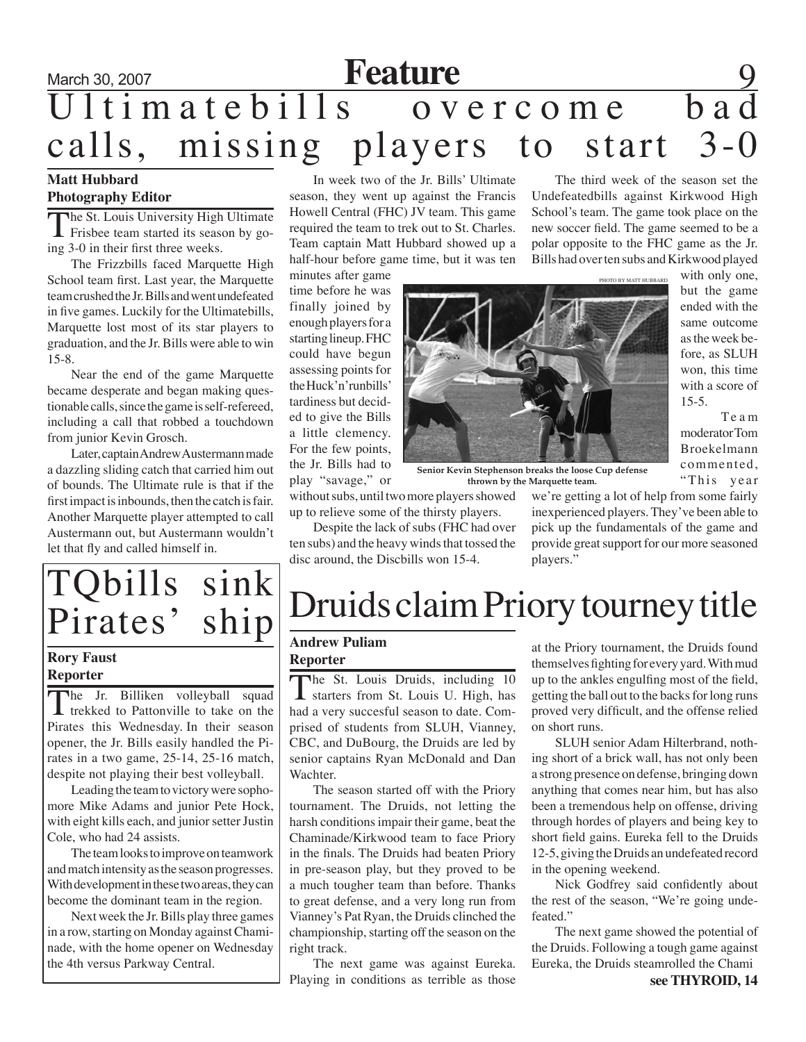# Ultimatebills overcome bad calls, missing players to start 3-0

**Matt Hubbard**
**Photography Editor**

The St. Louis University High Ultimate Frisbee team started its season by going 3-0 in their first three weeks.

The Frizzbills faced Marquette High School team first. Last year, the Marquette team crushed the Jr. Bills and went undefeated in five games. Luckily for the Ultimatebills, Marquette lost most of its star players to graduation, and the Jr. Bills were able to win 15-8.

Near the end of the game Marquette became desperate and began making questionable calls, since the game is self-refereed, including a call that robbed a touchdown from junior Kevin Grosch.

Later, captain Andrew Austermann made a dazzling sliding catch that carried him out of bounds. The Ultimate rule is that if the first impact is inbounds, then the catch is fair. Another Marquette player attempted to call Austermann out, but Austermann wouldn't let that fly and called himself in.

In week two of the Jr. Bills' Ultimate season, they went up against the Francis Howell Central (FHC) JV team. This game required the team to trek out to St. Charles. Team captain Matt Hubbard showed up a half-hour before game time, but it was ten minutes after game time before he was finally joined by enough players for a starting lineup. FHC could have begun assessing points for the Huck'n'runbills' tardiness but decided to give the Bills a little clemency. For the few points, the Jr. Bills had to play "savage," or without subs, until two more players showed up to relieve some of the thirsty players.

Despite the lack of subs (FHC had over ten subs) and the heavy winds that tossed the disc around, the Discbills won 15-4.

The third week of the season set the Undefeatedbills against Kirkwood High School's team. The game took place on the new soccer field. The game seemed to be a polar opposite to the FHC game as the Jr. Bills had over ten subs and Kirkwood played with only one, but the game ended with the same outcome as the week before, as SLUH won, this time with a score of 15-5.

Team moderator Tom Broekelmann commented, "This year we're getting a lot of help from some fairly inexperienced players. They've been able to pick up the fundamentals of the game and provide great support for our more seasoned players."

PHOTO BY MATT HUBBARD

Senior Kevin Stephenson breaks the loose Cup defense thrown by the Marquette team.

# TQbills sink Pirates' ship

**Rory Faust**
**Reporter**

The Jr. Billiken volleyball squad trekked to Pattonville to take on the Pirates this Wednesday. In their season opener, the Jr. Bills easily handled the Pirates in a two game, 25-14, 25-16 match, despite not playing their best volleyball.

Leading the team to victory were sophomore Mike Adams and junior Pete Hock, with eight kills each, and junior setter Justin Cole, who had 24 assists.

The team looks to improve on teamwork and match intensity as the season progresses. With development in these two areas, they can become the dominant team in the region.

Next week the Jr. Bills play three games in a row, starting on Monday against Chaminade, with the home opener on Wednesday the 4th versus Parkway Central.

# Druids claim Priory tourney title

**Andrew Puliam**
**Reporter**

The St. Louis Druids, including 10 starters from St. Louis U. High, has had a very succesful season to date. Comprised of students from SLUH, Vianney, CBC, and DuBourg, the Druids are led by senior captains Ryan McDonald and Dan Wachter.

The season started off with the Priory tournament. The Druids, not letting the harsh conditions impair their game, beat the Chaminade/Kirkwood team to face Priory in the finals. The Druids had beaten Priory in pre-season play, but they proved to be a much tougher team than before. Thanks to great defense, and a very long run from Vianney's Pat Ryan, the Druids clinched the championship, starting off the season on the right track.

The next game was against Eureka. Playing in conditions as terrible as those at the Priory tournament, the Druids found themselves fighting for every yard. With mud up to the ankles engulfing most of the field, getting the ball out to the backs for long runs proved very difficult, and the offense relied on short runs.

SLUH senior Adam Hilterbrand, nothing short of a brick wall, has not only been a strong presence on defense, bringing down anything that comes near him, but has also been a tremendous help on offense, driving through hordes of players and being key to short field gains. Eureka fell to the Druids 12-5, giving the Druids an undefeated record in the opening weekend.

Nick Godfrey said confidently about the rest of the season, "We're going undefeated."

The next game showed the potential of the Druids. Following a tough game against Eureka, the Druids steamrolled the Chami

**see THYROID, 14**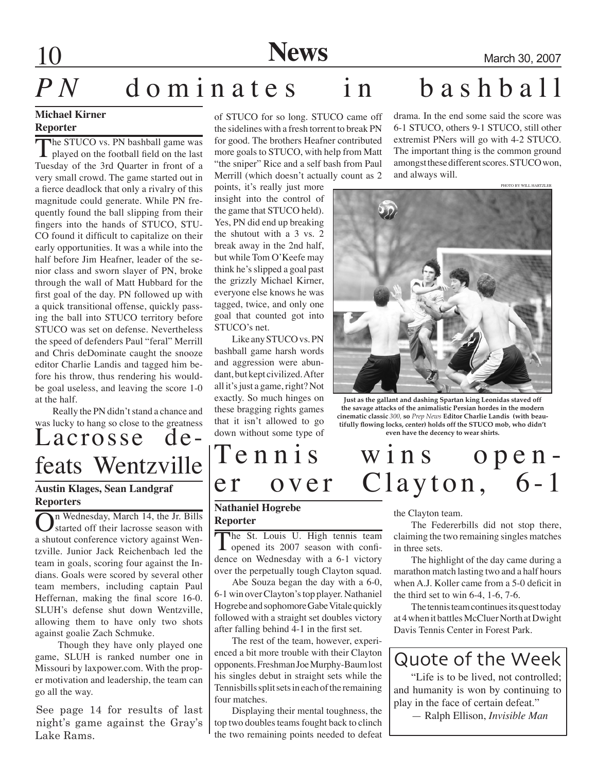# *PN* dominates in bashball

**Michael Kirner**
**Reporter**

The STUCO vs. PN bashball game was played on the football field on the last Tuesday of the 3rd Quarter in front of a very small crowd. The game started out in a fierce deadlock that only a rivalry of this magnitude could generate. While PN frequently found the ball slipping from their fingers into the hands of STUCO, STUCO found it difficult to capitalize on their early opportunities. It was a while into the half before Jim Heafner, leader of the senior class and sworn slayer of PN, broke through the wall of Matt Hubbard for the first goal of the day. PN followed up with a quick transitional offense, quickly passing the ball into STUCO territory before STUCO was set on defense. Nevertheless the speed of defenders Paul "feral" Merrill and Chris deDominate caught the snooze editor Charlie Landis and tagged him before his throw, thus rendering his would-be goal useless, and leaving the score 1-0 at the half.

Really the PN didn't stand a chance and was lucky to hang so close to the greatness of STUCO for so long. STUCO came off the sidelines with a fresh torrent to break PN for good. The brothers Heafner contributed more goals to STUCO, with help from Matt "the sniper" Rice and a self bash from Paul Merrill (which doesn't actually count as 2 points, it's really just more insight into the control of the game that STUCO held). Yes, PN did end up breaking the shutout with a 3 vs. 2 break away in the 2nd half, but while Tom O'Keefe may think he's slipped a goal past the grizzly Michael Kirner, everyone else knows he was tagged, twice, and only one goal that counted got into STUCO's net.

Like any STUCO vs. PN bashball game harsh words and aggression were abundant, but kept civilized. After all it's just a game, right? Not exactly. So much hinges on these bragging rights games that it isn't allowed to go down without some type of drama. In the end some said the score was 6-1 STUCO, others 9-1 STUCO, still other extremist PNers will go with 4-2 STUCO. The important thing is the common ground amongst these different scores. STUCO won, and always will.

PHOTO BY WILL HARTZLER

**Just as the gallant and dashing Spartan king Leonidas staved off the savage attacks of the animalistic Persian hordes in the modern cinematic classic *300*, so *Prep News* Editor Charlie Landis (with beautifully flowing locks, center) holds off the STUCO mob, who didn't even have the decency to wear shirts.**

# Lacrosse defeats Wentzville

**Austin Klages, Sean Landgraf**
**Reporters**

On Wednesday, March 14, the Jr. Bills started off their lacrosse season with a shutout conference victory against Wentzville. Junior Jack Reichenbach led the team in goals, scoring four against the Indians. Goals were scored by several other team members, including captain Paul Heffernan, making the final score 16-0. SLUH's defense shut down Wentzville, allowing them to have only two shots against goalie Zach Schmuke.

Though they have only played one game, SLUH is ranked number one in Missouri by laxpower.com. With the proper motivation and leadership, the team can go all the way.

See page 14 for results of last night's game against the Gray's Lake Rams.

# Tennis wins opener over Clayton, 6-1

**Nathaniel Hogrebe**
**Reporter**

The St. Louis U. High tennis team opened its 2007 season with confidence on Wednesday with a 6-1 victory over the perpetually tough Clayton squad.

Abe Souza began the day with a 6-0, 6-1 win over Clayton's top player. Nathaniel Hogrebe and sophomore Gabe Vitale quickly followed with a straight set doubles victory after falling behind 4-1 in the first set.

The rest of the team, however, experienced a bit more trouble with their Clayton opponents. Freshman Joe Murphy-Baum lost his singles debut in straight sets while the Tennisbills split sets in each of the remaining four matches.

Displaying their mental toughness, the top two doubles teams fought back to clinch the two remaining points needed to defeat the Clayton team.

The Federerbills did not stop there, claiming the two remaining singles matches in three sets.

The highlight of the day came during a marathon match lasting two and a half hours when A.J. Koller came from a 5-0 deficit in the third set to win 6-4, 1-6, 7-6.

The tennis team continues its quest today at 4 when it battles McCluer North at Dwight Davis Tennis Center in Forest Park.

## Quote of the Week

"Life is to be lived, not controlled; and humanity is won by continuing to play in the face of certain defeat."

— Ralph Ellison, *Invisible Man*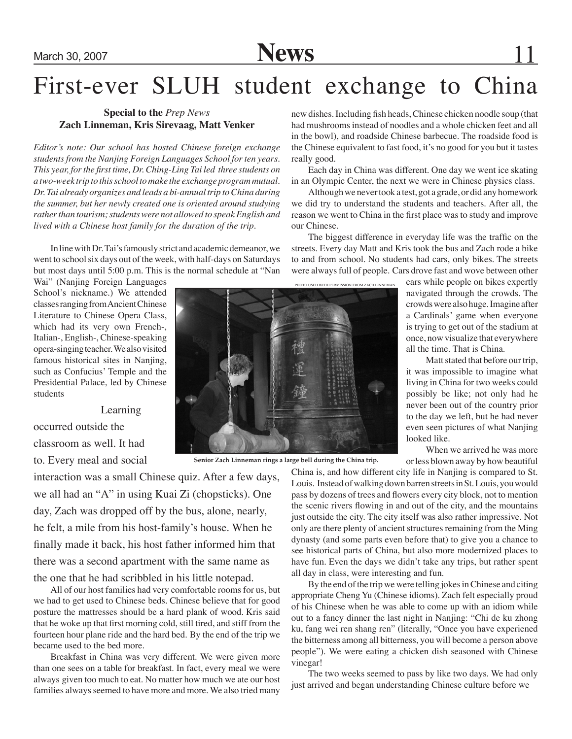# First-ever SLUH student exchange to China

**Special to the** ***Prep News***
**Zach Linneman, Kris Sirevaag, Matt Venker**

*Editor's note: Our school has hosted Chinese foreign exchange students from the Nanjing Foreign Languages School for ten years. This year, for the first time, Dr. Ching-Ling Tai led three students on a two-week trip to this school to make the exchange program mutual. Dr. Tai already organizes and leads a bi-annual trip to China during the summer, but her newly created one is oriented around studying rather than tourism; students were not allowed to speak English and lived with a Chinese host family for the duration of the trip.*

In line with Dr. Tai's famously strict and academic demeanor, we went to school six days out of the week, with half-days on Saturdays but most days until 5:00 p.m. This is the normal schedule at "Nan Wai" (Nanjing Foreign Languages School's nickname.) We attended classes ranging from Ancient Chinese Literature to Chinese Opera Class, which had its very own French-, Italian-, English-, Chinese-speaking opera-singing teacher. We also visited famous historical sites in Nanjing, such as Confucius' Temple and the Presidential Palace, led by Chinese students

Learning occurred outside the classroom as well. It had to. Every meal and social interaction was a small Chinese quiz. After a few days, we all had an "A" in using Kuai Zi (chopsticks). One day, Zach was dropped off by the bus, alone, nearly, he felt, a mile from his host-family's house. When he finally made it back, his host father informed him that there was a second apartment with the same name as the one that he had scribbled in his little notepad.

PHOTO USED WITH PERMISSION FROM ZACH LINNEMAN

Senior Zach Linneman rings a large bell during the China trip.

All of our host families had very comfortable rooms for us, but we had to get used to Chinese beds. Chinese believe that for good posture the mattresses should be a hard plank of wood. Kris said that he woke up that first morning cold, still tired, and stiff from the fourteen hour plane ride and the hard bed. By the end of the trip we became used to the bed more.

Breakfast in China was very different. We were given more than one sees on a table for breakfast. In fact, every meal we were always given too much to eat. No matter how much we ate our host families always seemed to have more and more. We also tried many new dishes. Including fish heads, Chinese chicken noodle soup (that had mushrooms instead of noodles and a whole chicken feet and all in the bowl), and roadside Chinese barbecue. The roadside food is the Chinese equivalent to fast food, it's no good for you but it tastes really good.

Each day in China was different. One day we went ice skating in an Olympic Center, the next we were in Chinese physics class.

Although we never took a test, got a grade, or did any homework we did try to understand the students and teachers. After all, the reason we went to China in the first place was to study and improve our Chinese.

The biggest difference in everyday life was the traffic on the streets. Every day Matt and Kris took the bus and Zach rode a bike to and from school. No students had cars, only bikes. The streets were always full of people. Cars drove fast and wove between other cars while people on bikes expertly navigated through the crowds. The crowds were also huge. Imagine after a Cardinals' game when everyone is trying to get out of the stadium at once, now visualize that everywhere all the time. That is China.

Matt stated that before our trip, it was impossible to imagine what living in China for two weeks could possibly be like; not only had he never been out of the country prior to the day we left, but he had never even seen pictures of what Nanjing looked like.

When we arrived he was more or less blown away by how beautiful China is, and how different city life in Nanjing is compared to St. Louis. Instead of walking down barren streets in St. Louis, you would pass by dozens of trees and flowers every city block, not to mention the scenic rivers flowing in and out of the city, and the mountains just outside the city. The city itself was also rather impressive. Not only are there plenty of ancient structures remaining from the Ming dynasty (and some parts even before that) to give you a chance to see historical parts of China, but also more modernized places to have fun. Even the days we didn't take any trips, but rather spent all day in class, were interesting and fun.

By the end of the trip we were telling jokes in Chinese and citing appropriate Cheng Yu (Chinese idioms). Zach felt especially proud of his Chinese when he was able to come up with an idiom while out to a fancy dinner the last night in Nanjing: "Chi de ku zhong ku, fang wei ren shang ren" (literally, "Once you have experienced the bitterness among all bitterness, you will become a person above people"). We were eating a chicken dish seasoned with Chinese vinegar!

The two weeks seemed to pass by like two days. We had only just arrived and began understanding Chinese culture before we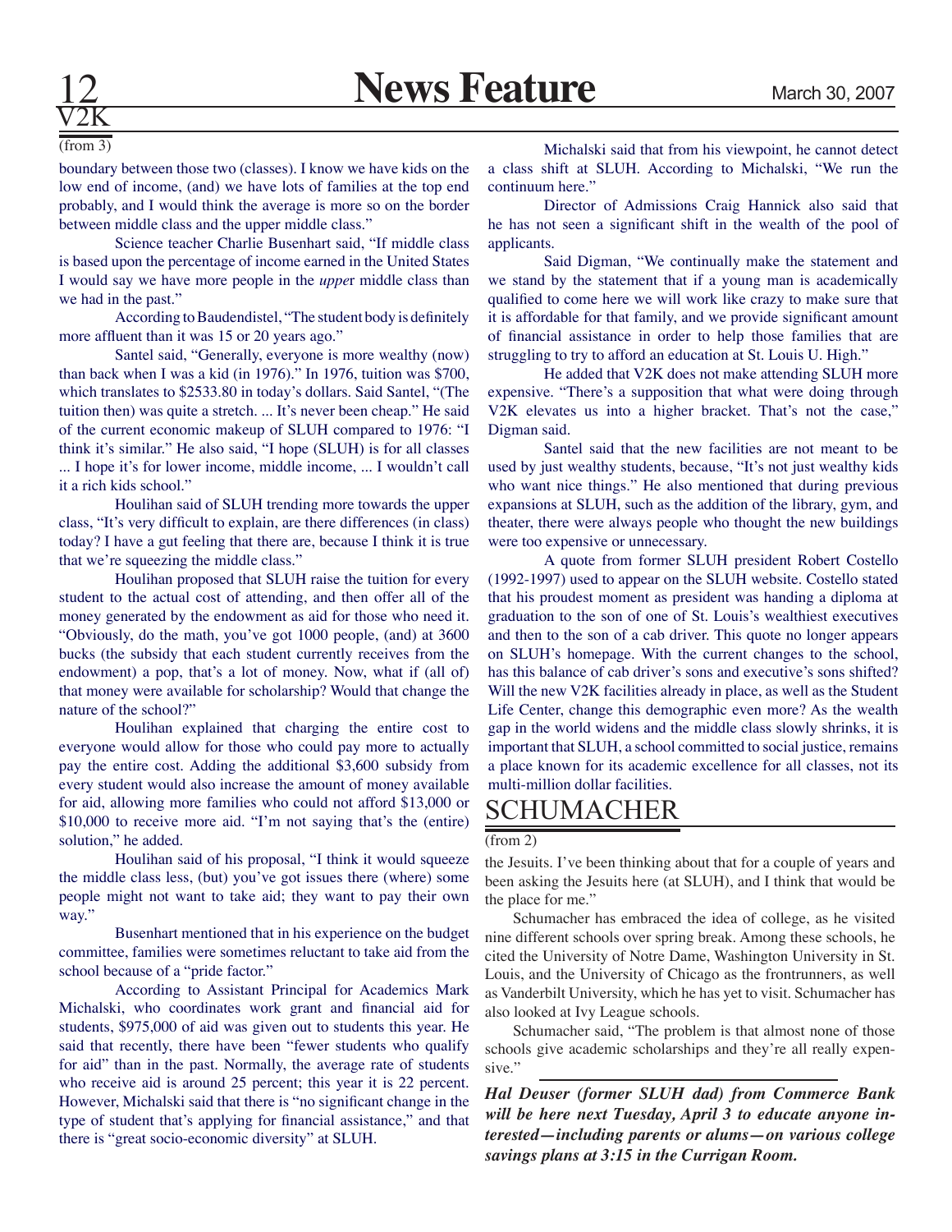## V2K

(from 3)

boundary between those two (classes). I know we have kids on the low end of income, (and) we have lots of families at the top end probably, and I would think the average is more so on the border between middle class and the upper middle class."

Science teacher Charlie Busenhart said, "If middle class is based upon the percentage of income earned in the United States I would say we have more people in the *uppe*r middle class than we had in the past."

According to Baudendistel, "The student body is definitely more affluent than it was 15 or 20 years ago."

Santel said, "Generally, everyone is more wealthy (now) than back when I was a kid (in 1976)." In 1976, tuition was $700, which translates to $2533.80 in today's dollars. Said Santel, "(The tuition then) was quite a stretch. ... It's never been cheap." He said of the current economic makeup of SLUH compared to 1976: "I think it's similar." He also said, "I hope (SLUH) is for all classes ... I hope it's for lower income, middle income, ... I wouldn't call it a rich kids school."

Houlihan said of SLUH trending more towards the upper class, "It's very difficult to explain, are there differences (in class) today? I have a gut feeling that there are, because I think it is true that we're squeezing the middle class."

Houlihan proposed that SLUH raise the tuition for every student to the actual cost of attending, and then offer all of the money generated by the endowment as aid for those who need it. "Obviously, do the math, you've got 1000 people, (and) at 3600 bucks (the subsidy that each student currently receives from the endowment) a pop, that's a lot of money. Now, what if (all of) that money were available for scholarship? Would that change the nature of the school?"

Houlihan explained that charging the entire cost to everyone would allow for those who could pay more to actually pay the entire cost. Adding the additional $3,600 subsidy from every student would also increase the amount of money available for aid, allowing more families who could not afford $13,000 or $10,000 to receive more aid. "I'm not saying that's the (entire) solution," he added.

Houlihan said of his proposal, "I think it would squeeze the middle class less, (but) you've got issues there (where) some people might not want to take aid; they want to pay their own way."

Busenhart mentioned that in his experience on the budget committee, families were sometimes reluctant to take aid from the school because of a "pride factor."

According to Assistant Principal for Academics Mark Michalski, who coordinates work grant and financial aid for students, $975,000 of aid was given out to students this year. He said that recently, there have been "fewer students who qualify for aid" than in the past. Normally, the average rate of students who receive aid is around 25 percent; this year it is 22 percent. However, Michalski said that there is "no significant change in the type of student that's applying for financial assistance," and that there is "great socio-economic diversity" at SLUH.

Michalski said that from his viewpoint, he cannot detect a class shift at SLUH. According to Michalski, "We run the continuum here."

Director of Admissions Craig Hannick also said that he has not seen a significant shift in the wealth of the pool of applicants.

Said Digman, "We continually make the statement and we stand by the statement that if a young man is academically qualified to come here we will work like crazy to make sure that it is affordable for that family, and we provide significant amount of financial assistance in order to help those families that are struggling to try to afford an education at St. Louis U. High."

He added that V2K does not make attending SLUH more expensive. "There's a supposition that what were doing through V2K elevates us into a higher bracket. That's not the case," Digman said.

Santel said that the new facilities are not meant to be used by just wealthy students, because, "It's not just wealthy kids who want nice things." He also mentioned that during previous expansions at SLUH, such as the addition of the library, gym, and theater, there were always people who thought the new buildings were too expensive or unnecessary.

A quote from former SLUH president Robert Costello (1992-1997) used to appear on the SLUH website. Costello stated that his proudest moment as president was handing a diploma at graduation to the son of one of St. Louis's wealthiest executives and then to the son of a cab driver. This quote no longer appears on SLUH's homepage. With the current changes to the school, has this balance of cab driver's sons and executive's sons shifted? Will the new V2K facilities already in place, as well as the Student Life Center, change this demographic even more? As the wealth gap in the world widens and the middle class slowly shrinks, it is important that SLUH, a school committed to social justice, remains a place known for its academic excellence for all classes, not its multi-million dollar facilities.

## SCHUMACHER

(from 2)

the Jesuits. I've been thinking about that for a couple of years and been asking the Jesuits here (at SLUH), and I think that would be the place for me."

Schumacher has embraced the idea of college, as he visited nine different schools over spring break. Among these schools, he cited the University of Notre Dame, Washington University in St. Louis, and the University of Chicago as the frontrunners, as well as Vanderbilt University, which he has yet to visit. Schumacher has also looked at Ivy League schools.

Schumacher said, "The problem is that almost none of those schools give academic scholarships and they're all really expensive."

***Hal Deuser (former SLUH dad) from Commerce Bank will be here next Tuesday, April 3 to educate anyone interested—including parents or alums—on various college savings plans at 3:15 in the Currigan Room.***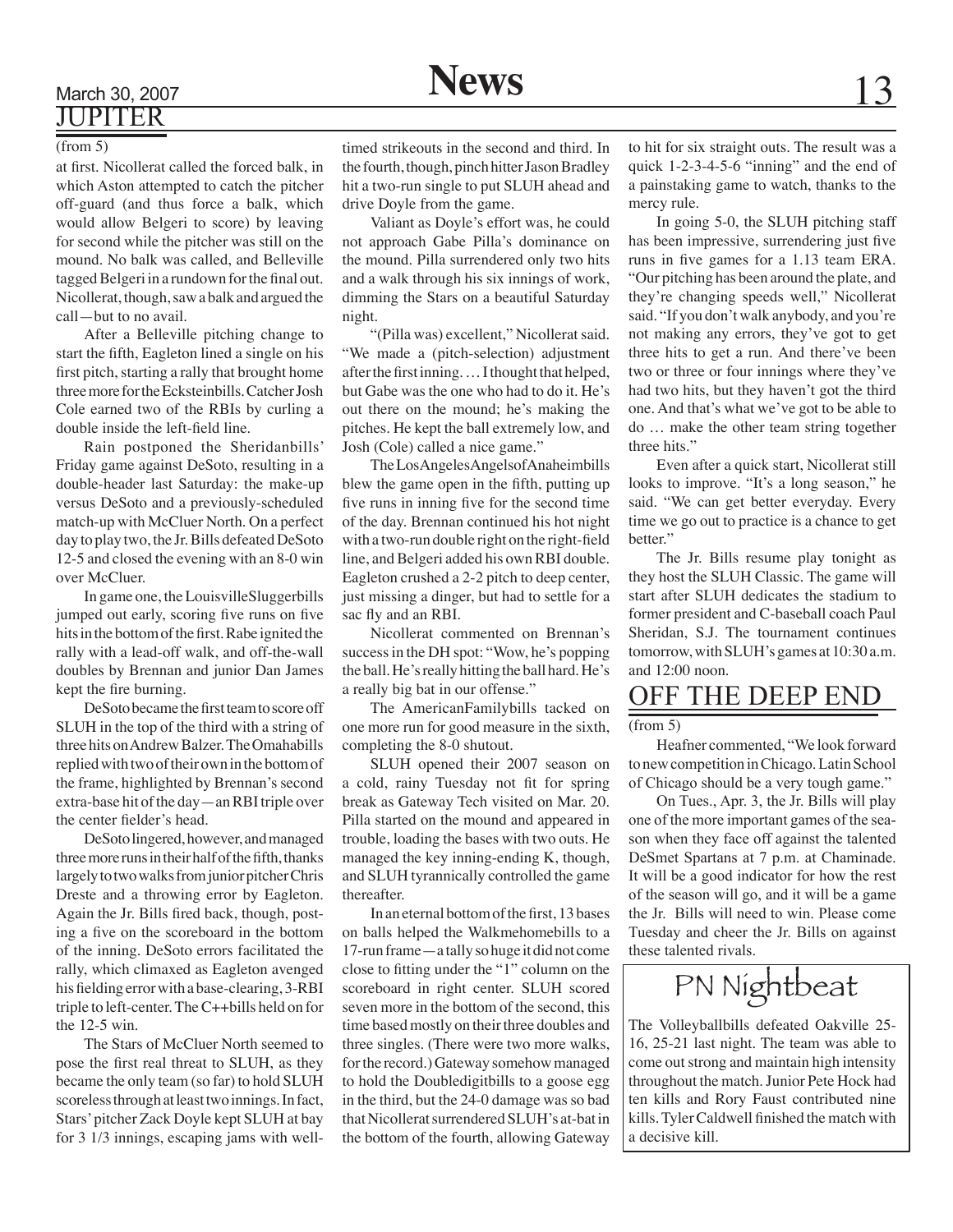## JUPITER

(from 5)

at first. Nicollerat called the forced balk, in which Aston attempted to catch the pitcher off-guard (and thus force a balk, which would allow Belgeri to score) by leaving for second while the pitcher was still on the mound. No balk was called, and Belleville tagged Belgeri in a rundown for the final out. Nicollerat, though, saw a balk and argued the call—but to no avail.

After a Belleville pitching change to start the fifth, Eagleton lined a single on his first pitch, starting a rally that brought home three more for the Ecksteinbills. Catcher Josh Cole earned two of the RBIs by curling a double inside the left-field line.

Rain postponed the Sheridanbills' Friday game against DeSoto, resulting in a double-header last Saturday: the make-up versus DeSoto and a previously-scheduled match-up with McCluer North. On a perfect day to play two, the Jr. Bills defeated DeSoto 12-5 and closed the evening with an 8-0 win over McCluer.

In game one, the LouisvilleSluggerbills jumped out early, scoring five runs on five hits in the bottom of the first. Rabe ignited the rally with a lead-off walk, and off-the-wall doubles by Brennan and junior Dan James kept the fire burning.

DeSoto became the first team to score off SLUH in the top of the third with a string of three hits on Andrew Balzer. The Omahabills replied with two of their own in the bottom of the frame, highlighted by Brennan's second extra-base hit of the day—an RBI triple over the center fielder's head.

DeSoto lingered, however, and managed three more runs in their half of the fifth, thanks largely to two walks from junior pitcher Chris Dreste and a throwing error by Eagleton. Again the Jr. Bills fired back, though, posting a five on the scoreboard in the bottom of the inning. DeSoto errors facilitated the rally, which climaxed as Eagleton avenged his fielding error with a base-clearing, 3-RBI triple to left-center. The C++bills held on for the 12-5 win.

The Stars of McCluer North seemed to pose the first real threat to SLUH, as they became the only team (so far) to hold SLUH scoreless through at least two innings. In fact, Stars' pitcher Zack Doyle kept SLUH at bay for 3 1/3 innings, escaping jams with well-timed strikeouts in the second and third. In the fourth, though, pinch hitter Jason Bradley hit a two-run single to put SLUH ahead and drive Doyle from the game.

Valiant as Doyle's effort was, he could not approach Gabe Pilla's dominance on the mound. Pilla surrendered only two hits and a walk through his six innings of work, dimming the Stars on a beautiful Saturday night.

"(Pilla was) excellent," Nicollerat said. "We made a (pitch-selection) adjustment after the first inning. … I thought that helped, but Gabe was the one who had to do it. He's out there on the mound; he's making the pitches. He kept the ball extremely low, and Josh (Cole) called a nice game."

The LosAngelesAngelsofAnaheimbills blew the game open in the fifth, putting up five runs in inning five for the second time of the day. Brennan continued his hot night with a two-run double right on the right-field line, and Belgeri added his own RBI double. Eagleton crushed a 2-2 pitch to deep center, just missing a dinger, but had to settle for a sac fly and an RBI.

Nicollerat commented on Brennan's success in the DH spot: "Wow, he's popping the ball. He's really hitting the ball hard. He's a really big bat in our offense."

The AmericanFamilybills tacked on one more run for good measure in the sixth, completing the 8-0 shutout.

SLUH opened their 2007 season on a cold, rainy Tuesday not fit for spring break as Gateway Tech visited on Mar. 20. Pilla started on the mound and appeared in trouble, loading the bases with two outs. He managed the key inning-ending K, though, and SLUH tyrannically controlled the game thereafter.

In an eternal bottom of the first, 13 bases on balls helped the Walkmehomebills to a 17-run frame—a tally so huge it did not come close to fitting under the "1" column on the scoreboard in right center. SLUH scored seven more in the bottom of the second, this time based mostly on their three doubles and three singles. (There were two more walks, for the record.) Gateway somehow managed to hold the Doubledigitbills to a goose egg in the third, but the 24-0 damage was so bad that Nicollerat surrendered SLUH's at-bat in the bottom of the fourth, allowing Gateway to hit for six straight outs. The result was a quick 1-2-3-4-5-6 "inning" and the end of a painstaking game to watch, thanks to the mercy rule.

In going 5-0, the SLUH pitching staff has been impressive, surrendering just five runs in five games for a 1.13 team ERA. "Our pitching has been around the plate, and they're changing speeds well," Nicollerat said. "If you don't walk anybody, and you're not making any errors, they've got to get three hits to get a run. And there've been two or three or four innings where they've had two hits, but they haven't got the third one. And that's what we've got to be able to do … make the other team string together three hits."

Even after a quick start, Nicollerat still looks to improve. "It's a long season," he said. "We can get better everyday. Every time we go out to practice is a chance to get better."

The Jr. Bills resume play tonight as they host the SLUH Classic. The game will start after SLUH dedicates the stadium to former president and C-baseball coach Paul Sheridan, S.J. The tournament continues tomorrow, with SLUH's games at 10:30 a.m. and 12:00 noon.

## OFF THE DEEP END

(from 5)

Heafner commented, "We look forward to new competition in Chicago. Latin School of Chicago should be a very tough game."

On Tues., Apr. 3, the Jr. Bills will play one of the more important games of the season when they face off against the talented DeSmet Spartans at 7 p.m. at Chaminade. It will be a good indicator for how the rest of the season will go, and it will be a game the Jr. Bills will need to win. Please come Tuesday and cheer the Jr. Bills on against these talented rivals.

## PN Nightbeat

The Volleyballbills defeated Oakville 25-16, 25-21 last night. The team was able to come out strong and maintain high intensity throughout the match. Junior Pete Hock had ten kills and Rory Faust contributed nine kills. Tyler Caldwell finished the match with a decisive kill.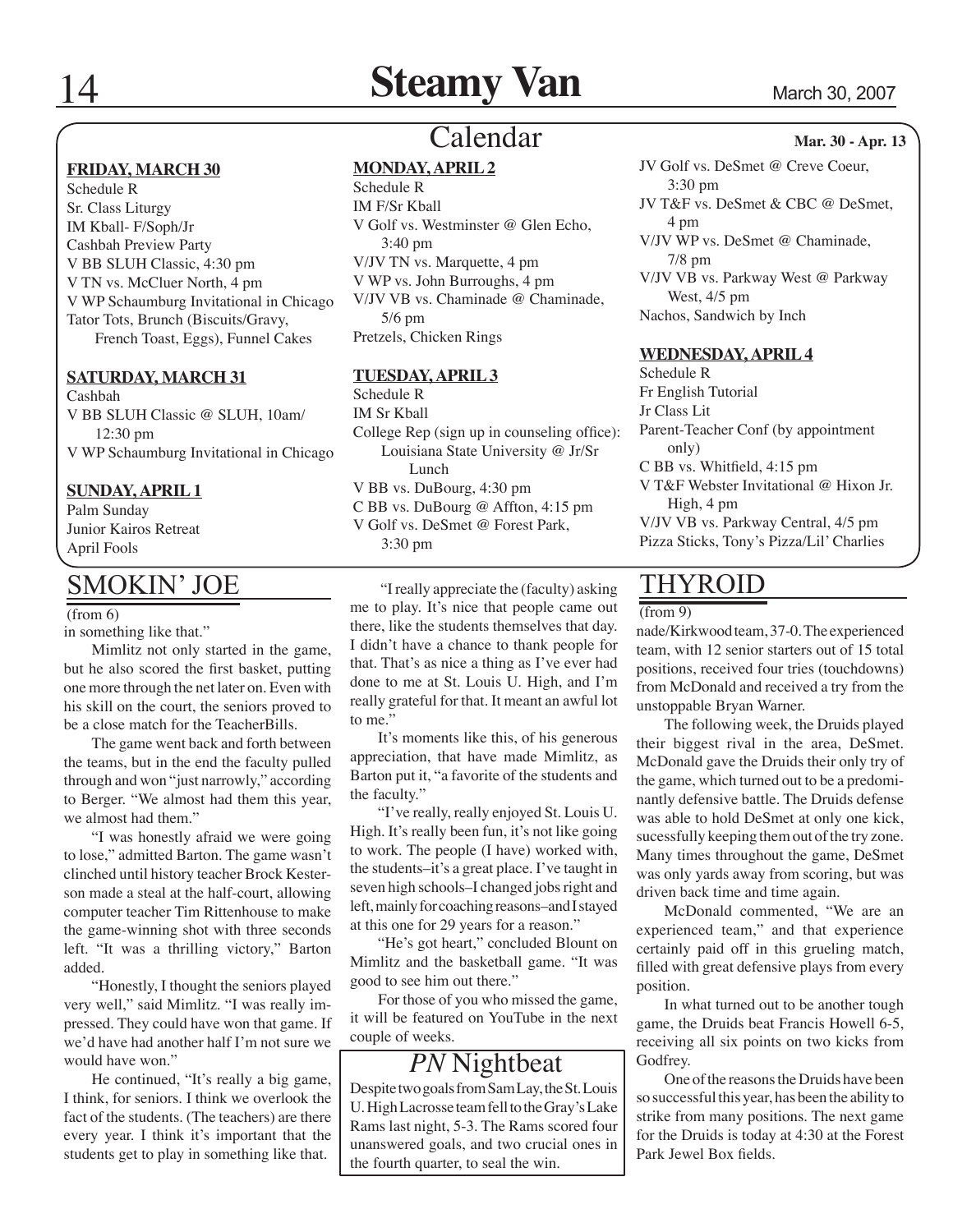# Calendar

**Mar. 30 - Apr. 13**

**FRIDAY, MARCH 30**

Schedule R
Sr. Class Liturgy
IM Kball- F/Soph/Jr
Cashbah Preview Party
V BB SLUH Classic, 4:30 pm
V TN vs. McCluer North, 4 pm
V WP Schaumburg Invitational in Chicago
Tator Tots, Brunch (Biscuits/Gravy, French Toast, Eggs), Funnel Cakes

**SATURDAY, MARCH 31**

Cashbah
V BB SLUH Classic @ SLUH, 10am/ 12:30 pm
V WP Schaumburg Invitational in Chicago

**SUNDAY, APRIL 1**

Palm Sunday
Junior Kairos Retreat
April Fools

**MONDAY, APRIL 2**

Schedule R
IM F/Sr Kball
V Golf vs. Westminster @ Glen Echo, 3:40 pm
V/JV TN vs. Marquette, 4 pm
V WP vs. John Burroughs, 4 pm
V/JV VB vs. Chaminade @ Chaminade, 5/6 pm
Pretzels, Chicken Rings

**TUESDAY, APRIL 3**

Schedule R
IM Sr Kball
College Rep (sign up in counseling office): Louisiana State University @ Jr/Sr Lunch
V BB vs. DuBourg, 4:30 pm
C BB vs. DuBourg @ Affton, 4:15 pm
V Golf vs. DeSmet @ Forest Park, 3:30 pm
JV Golf vs. DeSmet @ Creve Coeur, 3:30 pm
JV T&F vs. DeSmet & CBC @ DeSmet, 4 pm
V/JV WP vs. DeSmet @ Chaminade, 7/8 pm
V/JV VB vs. Parkway West @ Parkway West, 4/5 pm
Nachos, Sandwich by Inch

**WEDNESDAY, APRIL 4**

Schedule R
Fr English Tutorial
Jr Class Lit
Parent-Teacher Conf (by appointment only)
C BB vs. Whitfield, 4:15 pm
V T&F Webster Invitational @ Hixon Jr. High, 4 pm
V/JV VB vs. Parkway Central, 4/5 pm
Pizza Sticks, Tony's Pizza/Lil' Charlies

## SMOKIN' JOE

(from 6)

in something like that."

Mimlitz not only started in the game, but he also scored the first basket, putting one more through the net later on. Even with his skill on the court, the seniors proved to be a close match for the TeacherBills.

The game went back and forth between the teams, but in the end the faculty pulled through and won "just narrowly," according to Berger. "We almost had them this year, we almost had them."

"I was honestly afraid we were going to lose," admitted Barton. "The game wasn't clinched until history teacher Brock Kesterson made a steal at the half-court, allowing computer teacher Tim Rittenhouse to make the game-winning shot with three seconds left. "It was a thrilling victory," Barton added.

"Honestly, I thought the seniors played very well," said Mimlitz. "I was really impressed. They could have won that game. If we'd have had another half I'm not sure we would have won."

He continued, "It's really a big game, I think, for seniors. I think we overlook the fact of the students. (The teachers) are there every year. I think it's important that the students get to play in something like that.

"I really appreciate the (faculty) asking me to play. It's nice that people came out there, like the students themselves that day. I didn't have a chance to thank people for that. That's as nice a thing as I've ever had done to me at St. Louis U. High, and I'm really grateful for that. It meant an awful lot to me."

It's moments like this, of his generous appreciation, that have made Mimlitz, as Barton put it, "a favorite of the students and the faculty."

"I've really, really enjoyed St. Louis U. High. It's really been fun, it's not like going to work. The people (I have) worked with, the students–it's a great place. I've taught in seven high schools–I changed jobs right and left, mainly for coaching reasons–and I stayed at this one for 29 years for a reason."

"He's got heart," concluded Blount on Mimlitz and the basketball game. "It was good to see him out there."

For those of you who missed the game, it will be featured on YouTube in the next couple of weeks.

## *PN* Nightbeat

Despite two goals from Sam Lay, the St. Louis U. High Lacrosse team fell to the Gray's Lake Rams last night, 5-3. The Rams scored four unanswered goals, and two crucial ones in the fourth quarter, to seal the win.

## THYROID

(from 9)

nade/Kirkwood team, 37-0. The experienced team, with 12 senior starters out of 15 total positions, received four tries (touchdowns) from McDonald and received a try from the unstoppable Bryan Warner.

The following week, the Druids played their biggest rival in the area, DeSmet. McDonald gave the Druids their only try of the game, which turned out to be a predominantly defensive battle. The Druids defense was able to hold DeSmet at only one kick, sucessfully keeping them out of the try zone. Many times throughout the game, DeSmet was only yards away from scoring, but was driven back time and time again.

McDonald commented, "We are an experienced team," and that experience certainly paid off in this grueling match, filled with great defensive plays from every position.

In what turned out to be another tough game, the Druids beat Francis Howell 6-5, receiving all six points on two kicks from Godfrey.

One of the reasons the Druids have been so successful this year, has been the ability to strike from many positions. The next game for the Druids is today at 4:30 at the Forest Park Jewel Box fields.